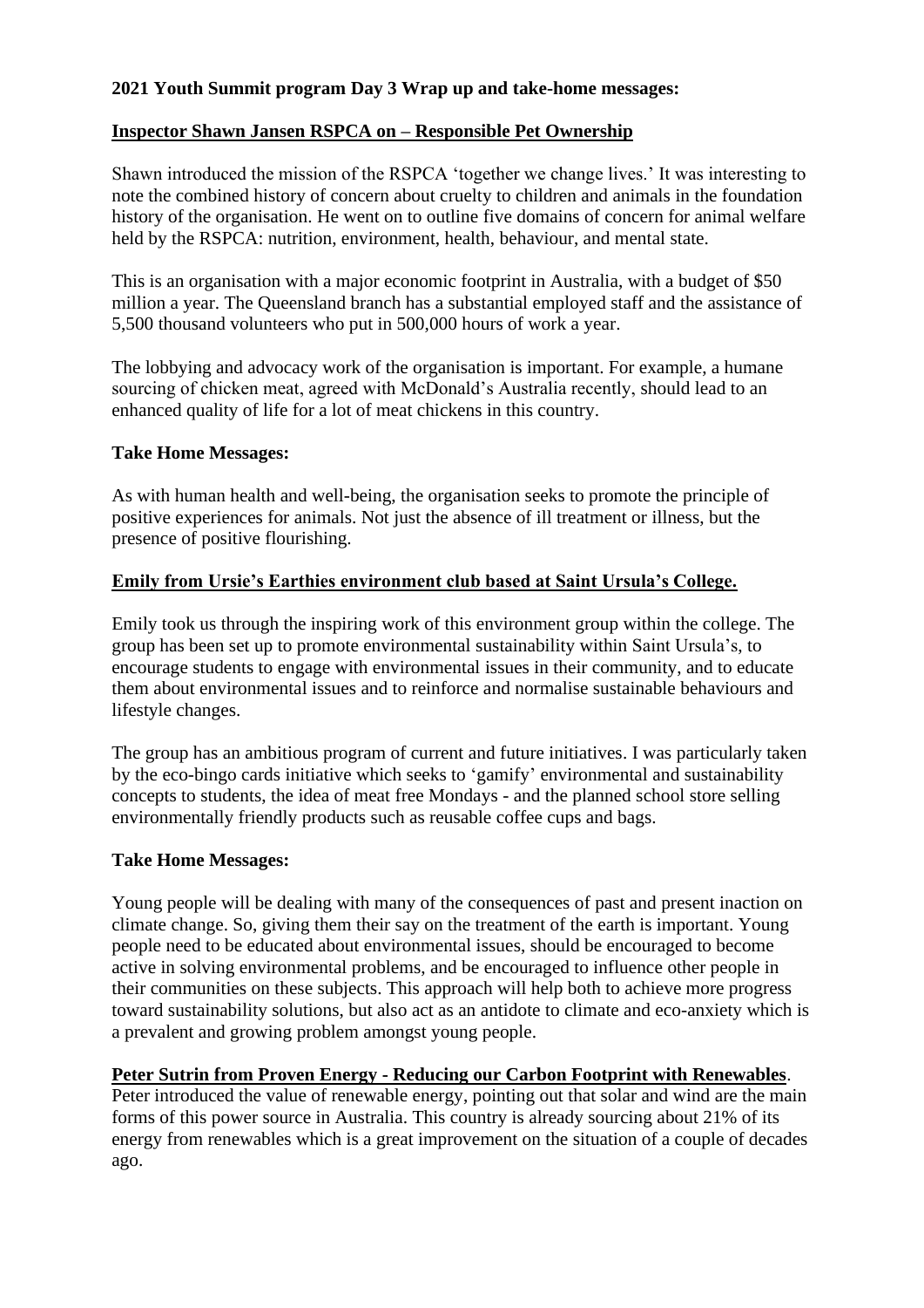**2021 Youth Summit program Day 3 Wrap up and take-home messages:**

**Inspector Shawn Jansen RSPCA on – Responsible Pet Ownership**

Shawn introduced the mission of the RSPCA 'together we change lives.' It was interesting to note the combined history of concern about cruelty to children and animals in the foundation history of the organisation. He went on to outline five domains of concern for animal welfare held by the RSPCA: nutrition, environment, health, behaviour, and mental state.

This is an organisation with a major economic footprint in Australia, with a budget of $50 million a year. The Queensland branch has a substantial employed staff and the assistance of 5,500 thousand volunteers who put in 500,000 hours of work a year.

The lobbying and advocacy work of the organisation is important. For example, a humane sourcing of chicken meat, agreed with McDonald's Australia recently, should lead to an enhanced quality of life for a lot of meat chickens in this country.

**Take Home Messages:**

As with human health and well-being, the organisation seeks to promote the principle of positive experiences for animals. Not just the absence of ill treatment or illness, but the presence of positive flourishing.

**Emily from Ursie's Earthies environment club based at Saint Ursula's College.**

Emily took us through the inspiring work of this environment group within the college. The group has been set up to promote environmental sustainability within Saint Ursula's, to encourage students to engage with environmental issues in their community, and to educate them about environmental issues and to reinforce and normalise sustainable behaviours and lifestyle changes.

The group has an ambitious program of current and future initiatives. I was particularly taken by the eco-bingo cards initiative which seeks to 'gamify' environmental and sustainability concepts to students, the idea of meat free Mondays - and the planned school store selling environmentally friendly products such as reusable coffee cups and bags.

**Take Home Messages:**

Young people will be dealing with many of the consequences of past and present inaction on climate change. So, giving them their say on the treatment of the earth is important. Young people need to be educated about environmental issues, should be encouraged to become active in solving environmental problems, and be encouraged to influence other people in their communities on these subjects. This approach will help both to achieve more progress toward sustainability solutions, but also act as an antidote to climate and eco-anxiety which is a prevalent and growing problem amongst young people.

**Peter Sutrin from Proven Energy - Reducing our Carbon Footprint with Renewables**.

Peter introduced the value of renewable energy, pointing out that solar and wind are the main forms of this power source in Australia. This country is already sourcing about 21% of its energy from renewables which is a great improvement on the situation of a couple of decades ago.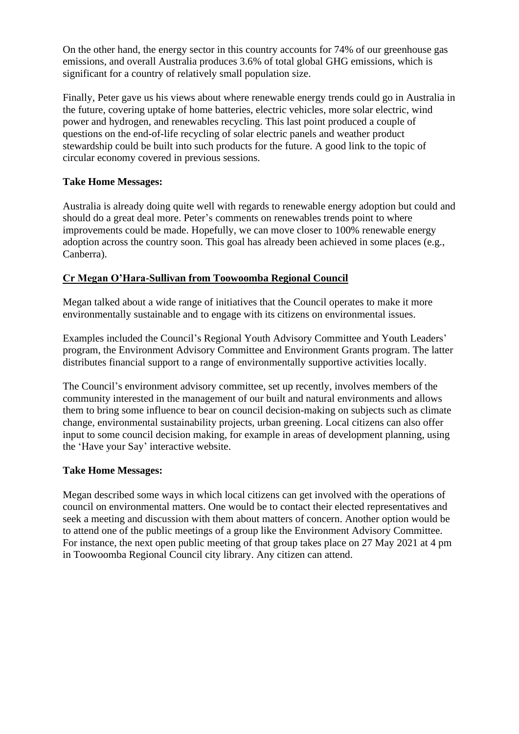On the other hand, the energy sector in this country accounts for 74% of our greenhouse gas emissions, and overall Australia produces 3.6% of total global GHG emissions, which is significant for a country of relatively small population size.

Finally, Peter gave us his views about where renewable energy trends could go in Australia in the future, covering uptake of home batteries, electric vehicles, more solar electric, wind power and hydrogen, and renewables recycling. This last point produced a couple of questions on the end-of-life recycling of solar electric panels and weather product stewardship could be built into such products for the future. A good link to the topic of circular economy covered in previous sessions.

**Take Home Messages:**

Australia is already doing quite well with regards to renewable energy adoption but could and should do a great deal more. Peter's comments on renewables trends point to where improvements could be made. Hopefully, we can move closer to 100% renewable energy adoption across the country soon. This goal has already been achieved in some places (e.g., Canberra).

**<u>Cr Megan O'Hara-Sullivan from Toowoomba Regional Council</u>**

Megan talked about a wide range of initiatives that the Council operates to make it more environmentally sustainable and to engage with its citizens on environmental issues.

Examples included the Council's Regional Youth Advisory Committee and Youth Leaders' program, the Environment Advisory Committee and Environment Grants program. The latter distributes financial support to a range of environmentally supportive activities locally.

The Council's environment advisory committee, set up recently, involves members of the community interested in the management of our built and natural environments and allows them to bring some influence to bear on council decision-making on subjects such as climate change, environmental sustainability projects, urban greening. Local citizens can also offer input to some council decision making, for example in areas of development planning, using the 'Have your Say' interactive website.

**Take Home Messages:**

Megan described some ways in which local citizens can get involved with the operations of council on environmental matters. One would be to contact their elected representatives and seek a meeting and discussion with them about matters of concern. Another option would be to attend one of the public meetings of a group like the Environment Advisory Committee. For instance, the next open public meeting of that group takes place on 27 May 2021 at 4 pm in Toowoomba Regional Council city library. Any citizen can attend.